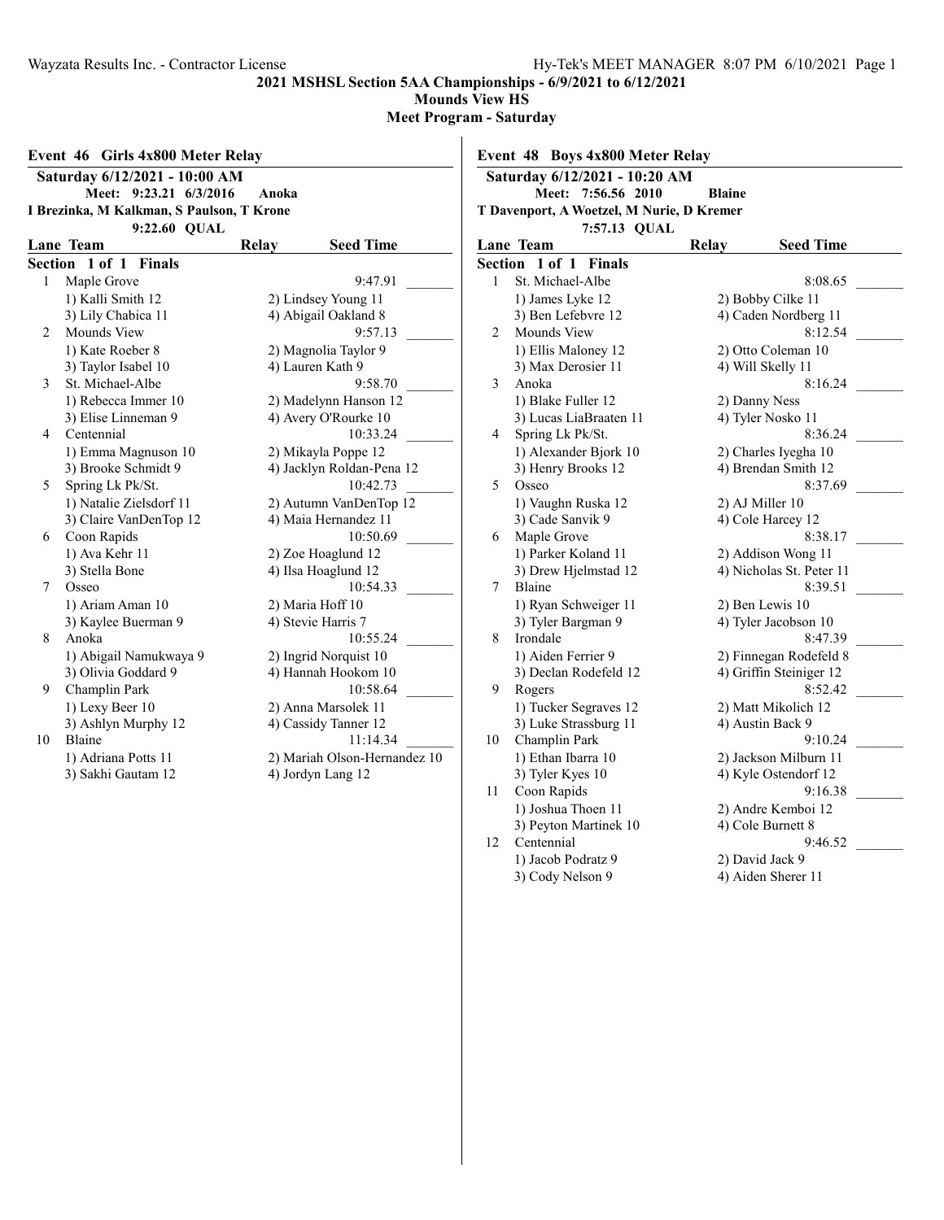Wayzata Results Inc. - Contractor License

Hy-Tek's MEET MANAGER 8:07 PM 6/10/2021

**2021 MSHSL Section 5AA Championships - 6/9/2021 to 6/12/2021**

**Mounds View HS**

**Meet Program - Saturday**

## Event 46 Girls 4x800 Meter Relay

**Saturday 6/12/2021 - 10:00 AM**

**Meet: 9:23.21 6/3/2016 Anoka**

**I Brezinka, M Kalkman, S Paulson, T Krone**

**9:22.60 QUAL**

| Lane | Team | Relay | Seed Time |
|---|---|---|---|
| **Section 1 of 1 Finals** | | | |
| 1 | Maple Grove | | 9:47.91 |
| | 1) Kalli Smith 12 | 2) Lindsey Young 11 | |
| | 3) Lily Chabica 11 | 4) Abigail Oakland 8 | |
| 2 | Mounds View | | 9:57.13 |
| | 1) Kate Roeber 8 | 2) Magnolia Taylor 9 | |
| | 3) Taylor Isabel 10 | 4) Lauren Kath 9 | |
| 3 | St. Michael-Albe | | 9:58.70 |
| | 1) Rebecca Immer 10 | 2) Madelynn Hanson 12 | |
| | 3) Elise Linneman 9 | 4) Avery O'Rourke 10 | |
| 4 | Centennial | | 10:33.24 |
| | 1) Emma Magnuson 10 | 2) Mikayla Poppe 12 | |
| | 3) Brooke Schmidt 9 | 4) Jacklyn Roldan-Pena 12 | |
| 5 | Spring Lk Pk/St. | | 10:42.73 |
| | 1) Natalie Zielsdorf 11 | 2) Autumn VanDenTop 12 | |
| | 3) Claire VanDenTop 12 | 4) Maia Hernandez 11 | |
| 6 | Coon Rapids | | 10:50.69 |
| | 1) Ava Kehr 11 | 2) Zoe Hoaglund 12 | |
| | 3) Stella Bone | 4) Ilsa Hoaglund 12 | |
| 7 | Osseo | | 10:54.33 |
| | 1) Ariam Aman 10 | 2) Maria Hoff 10 | |
| | 3) Kaylee Buerman 9 | 4) Stevie Harris 7 | |
| 8 | Anoka | | 10:55.24 |
| | 1) Abigail Namukwaya 9 | 2) Ingrid Norquist 10 | |
| | 3) Olivia Goddard 9 | 4) Hannah Hookom 10 | |
| 9 | Champlin Park | | 10:58.64 |
| | 1) Lexy Beer 10 | 2) Anna Marsolek 11 | |
| | 3) Ashlyn Murphy 12 | 4) Cassidy Tanner 12 | |
| 10 | Blaine | | 11:14.34 |
| | 1) Adriana Potts 11 | 2) Mariah Olson-Hernandez 10 | |
| | 3) Sakhi Gautam 12 | 4) Jordyn Lang 12 | |

## Event 48 Boys 4x800 Meter Relay

**Saturday 6/12/2021 - 10:20 AM**

**Meet: 7:56.56 2010 Blaine**

**T Davenport, A Woetzel, M Nurie, D Kremer**

**7:57.13 QUAL**

| Lane | Team | Relay | Seed Time |
|---|---|---|---|
| **Section 1 of 1 Finals** | | | |
| 1 | St. Michael-Albe | | 8:08.65 |
| | 1) James Lyke 12 | 2) Bobby Cilke 11 | |
| | 3) Ben Lefebvre 12 | 4) Caden Nordberg 11 | |
| 2 | Mounds View | | 8:12.54 |
| | 1) Ellis Maloney 12 | 2) Otto Coleman 10 | |
| | 3) Max Derosier 11 | 4) Will Skelly 11 | |
| 3 | Anoka | | 8:16.24 |
| | 1) Blake Fuller 12 | 2) Danny Ness | |
| | 3) Lucas LiaBraaten 11 | 4) Tyler Nosko 11 | |
| 4 | Spring Lk Pk/St. | | 8:36.24 |
| | 1) Alexander Bjork 10 | 2) Charles Iyegha 10 | |
| | 3) Henry Brooks 12 | 4) Brendan Smith 12 | |
| 5 | Osseo | | 8:37.69 |
| | 1) Vaughn Ruska 12 | 2) AJ Miller 10 | |
| | 3) Cade Sanvik 9 | 4) Cole Harcey 12 | |
| 6 | Maple Grove | | 8:38.17 |
| | 1) Parker Koland 11 | 2) Addison Wong 11 | |
| | 3) Drew Hjelmstad 12 | 4) Nicholas St. Peter 11 | |
| 7 | Blaine | | 8:39.51 |
| | 1) Ryan Schweiger 11 | 2) Ben Lewis 10 | |
| | 3) Tyler Bargman 9 | 4) Tyler Jacobson 10 | |
| 8 | Irondale | | 8:47.39 |
| | 1) Aiden Ferrier 9 | 2) Finnegan Rodefeld 8 | |
| | 3) Declan Rodefeld 12 | 4) Griffin Steiniger 12 | |
| 9 | Rogers | | 8:52.42 |
| | 1) Tucker Segraves 12 | 2) Matt Mikolich 12 | |
| | 3) Luke Strassburg 11 | 4) Austin Back 9 | |
| 10 | Champlin Park | | 9:10.24 |
| | 1) Ethan Ibarra 10 | 2) Jackson Milburn 11 | |
| | 3) Tyler Kyes 10 | 4) Kyle Ostendorf 12 | |
| 11 | Coon Rapids | | 9:16.38 |
| | 1) Joshua Thoen 11 | 2) Andre Kemboi 12 | |
| | 3) Peyton Martinek 10 | 4) Cole Burnett 8 | |
| 12 | Centennial | | 9:46.52 |
| | 1) Jacob Podratz 9 | 2) David Jack 9 | |
| | 3) Cody Nelson 9 | 4) Aiden Sherer 11 | |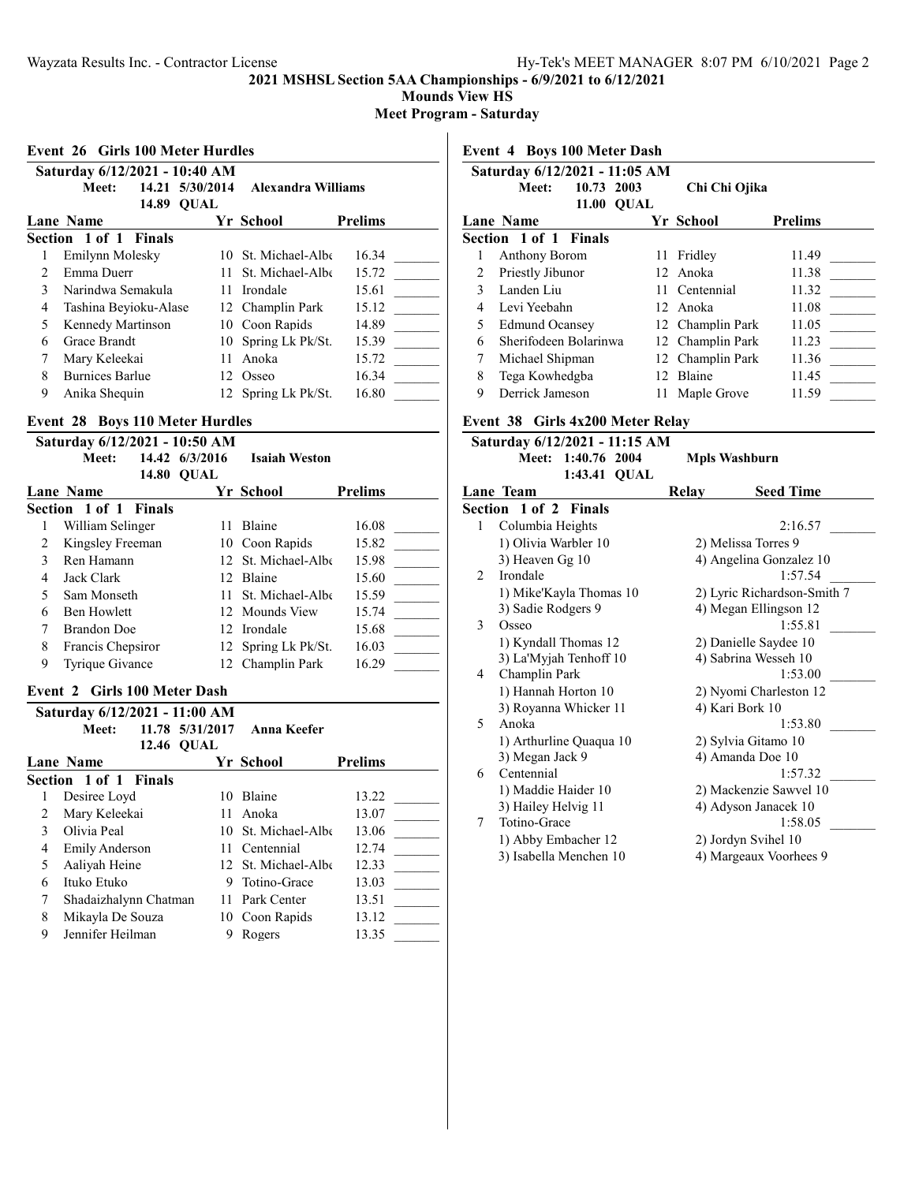# 2021 MSHSL Section 5AA Championships - 6/9/2021 to 6/12/2021

## Mounds View HS

## Meet Program - Saturday

### Event 26 Girls 100 Meter Hurdles

Saturday 6/12/2021 - 10:40 AM

Meet: 14.21 5/30/2014 Alexandra Williams

14.89 QUAL

**Section 1 of 1 Finals**

| Lane | Name | Yr | School | Prelims |
|---|---|---|---|---|
| 1 | Emilynn Molesky | 10 | St. Michael-Albe | 16.34 |
| 2 | Emma Duerr | 11 | St. Michael-Albe | 15.72 |
| 3 | Narindwa Semakula | 11 | Irondale | 15.61 |
| 4 | Tashina Beyioku-Alase | 12 | Champlin Park | 15.12 |
| 5 | Kennedy Martinson | 10 | Coon Rapids | 14.89 |
| 6 | Grace Brandt | 10 | Spring Lk Pk/St. | 15.39 |
| 7 | Mary Keleekai | 11 | Anoka | 15.72 |
| 8 | Burnices Barlue | 12 | Osseo | 16.34 |
| 9 | Anika Shequin | 12 | Spring Lk Pk/St. | 16.80 |

### Event 28 Boys 110 Meter Hurdles

Saturday 6/12/2021 - 10:50 AM

Meet: 14.42 6/3/2016 Isaiah Weston

14.80 QUAL

**Section 1 of 1 Finals**

| Lane | Name | Yr | School | Prelims |
|---|---|---|---|---|
| 1 | William Selinger | 11 | Blaine | 16.08 |
| 2 | Kingsley Freeman | 10 | Coon Rapids | 15.82 |
| 3 | Ren Hamann | 12 | St. Michael-Albe | 15.98 |
| 4 | Jack Clark | 12 | Blaine | 15.60 |
| 5 | Sam Monseth | 11 | St. Michael-Albe | 15.59 |
| 6 | Ben Howlett | 12 | Mounds View | 15.74 |
| 7 | Brandon Doe | 12 | Irondale | 15.68 |
| 8 | Francis Chepsiror | 12 | Spring Lk Pk/St. | 16.03 |
| 9 | Tyrique Givance | 12 | Champlin Park | 16.29 |

### Event 2 Girls 100 Meter Dash

Saturday 6/12/2021 - 11:00 AM

Meet: 11.78 5/31/2017 Anna Keefer

12.46 QUAL

**Section 1 of 1 Finals**

| Lane | Name | Yr | School | Prelims |
|---|---|---|---|---|
| 1 | Desiree Loyd | 10 | Blaine | 13.22 |
| 2 | Mary Keleekai | 11 | Anoka | 13.07 |
| 3 | Olivia Peal | 10 | St. Michael-Albe | 13.06 |
| 4 | Emily Anderson | 11 | Centennial | 12.74 |
| 5 | Aaliyah Heine | 12 | St. Michael-Albe | 12.33 |
| 6 | Ituko Etuko | 9 | Totino-Grace | 13.03 |
| 7 | Shadaizhalynn Chatman | 11 | Park Center | 13.51 |
| 8 | Mikayla De Souza | 10 | Coon Rapids | 13.12 |
| 9 | Jennifer Heilman | 9 | Rogers | 13.35 |

### Event 4 Boys 100 Meter Dash

Saturday 6/12/2021 - 11:05 AM

Meet: 10.73 2003 Chi Chi Ojika

11.00 QUAL

**Section 1 of 1 Finals**

| Lane | Name | Yr | School | Prelims |
|---|---|---|---|---|
| 1 | Anthony Borom | 11 | Fridley | 11.49 |
| 2 | Priestly Jibunor | 12 | Anoka | 11.38 |
| 3 | Landen Liu | 11 | Centennial | 11.32 |
| 4 | Levi Yeebahn | 12 | Anoka | 11.08 |
| 5 | Edmund Ocansey | 12 | Champlin Park | 11.05 |
| 6 | Sherifodeen Bolarinwa | 12 | Champlin Park | 11.23 |
| 7 | Michael Shipman | 12 | Champlin Park | 11.36 |
| 8 | Tega Kowhedgba | 12 | Blaine | 11.45 |
| 9 | Derrick Jameson | 11 | Maple Grove | 11.59 |

### Event 38 Girls 4x200 Meter Relay

Saturday 6/12/2021 - 11:15 AM

Meet: 1:40.76 2004 Mpls Washburn

1:43.41 QUAL

**Section 1 of 2 Finals**

| Lane | Team | Relay | Seed Time |
|---|---|---|---|
| 1 | Columbia Heights | | 2:16.57 |
| | 1) Olivia Warbler 10 | 2) Melissa Torres 9 | |
| | 3) Heaven Gg 10 | 4) Angelina Gonzalez 10 | |
| 2 | Irondale | | 1:57.54 |
| | 1) Mike'Kayla Thomas 10 | 2) Lyric Richardson-Smith 7 | |
| | 3) Sadie Rodgers 9 | 4) Megan Ellingson 12 | |
| 3 | Osseo | | 1:55.81 |
| | 1) Kyndall Thomas 12 | 2) Danielle Saydee 10 | |
| | 3) La'Myjah Tenhoff 10 | 4) Sabrina Wesseh 10 | |
| 4 | Champlin Park | | 1:53.00 |
| | 1) Hannah Horton 10 | 2) Nyomi Charleston 12 | |
| | 3) Royanna Whicker 11 | 4) Kari Bork 10 | |
| 5 | Anoka | | 1:53.80 |
| | 1) Arthurline Quaqua 10 | 2) Sylvia Gitamo 10 | |
| | 3) Megan Jack 9 | 4) Amanda Doe 10 | |
| 6 | Centennial | | 1:57.32 |
| | 1) Maddie Haider 10 | 2) Mackenzie Sawvel 10 | |
| | 3) Hailey Helvig 11 | 4) Adyson Janacek 10 | |
| 7 | Totino-Grace | | 1:58.05 |
| | 1) Abby Embacher 12 | 2) Jordyn Svihel 10 | |
| | 3) Isabella Menchen 10 | 4) Margeaux Voorhees 9 | |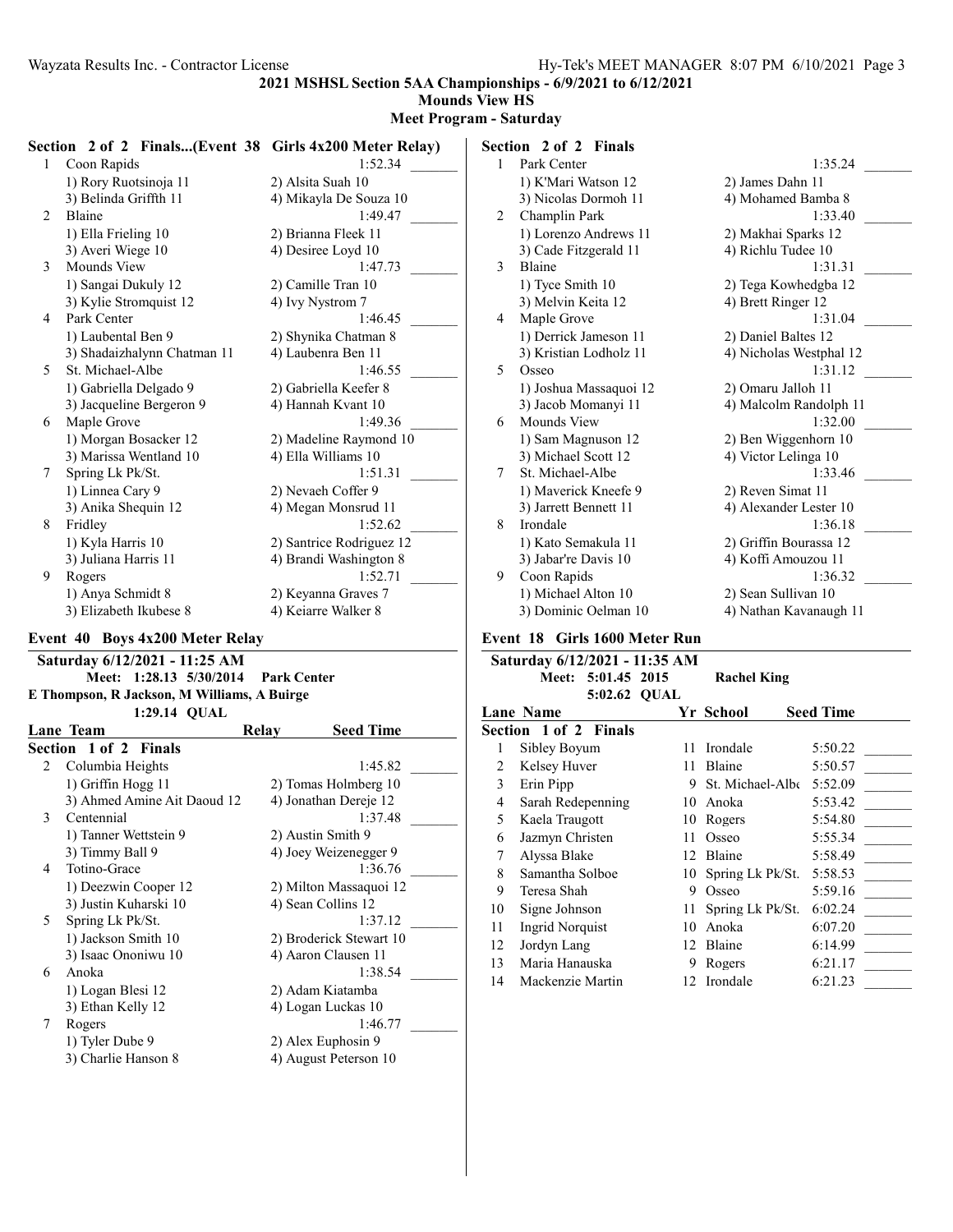## 2021 MSHSL Section 5AA Championships - 6/9/2021 to 6/12/2021

**Mounds View HS**

**Meet Program - Saturday**

### Section 2 of 2 Finals...(Event 38 Girls 4x200 Meter Relay)

| Lane | Team | Seed Time |
|---|---|---|
| 1 | Coon Rapids | 1:52.34 |
| | 1) Rory Ruotsinoja 11, 2) Alsita Suah 10, 3) Belinda Griffth 11, 4) Mikayla De Souza 10 | |
| 2 | Blaine | 1:49.47 |
| | 1) Ella Frieling 10, 2) Brianna Fleek 11, 3) Averi Wiege 10, 4) Desiree Loyd 10 | |
| 3 | Mounds View | 1:47.73 |
| | 1) Sangai Dukuly 12, 2) Camille Tran 10, 3) Kylie Stromquist 12, 4) Ivy Nystrom 7 | |
| 4 | Park Center | 1:46.45 |
| | 1) Laubental Ben 9, 2) Shynika Chatman 8, 3) Shadaizhalynn Chatman 11, 4) Laubenra Ben 11 | |
| 5 | St. Michael-Albe | 1:46.55 |
| | 1) Gabriella Delgado 9, 2) Gabriella Keefer 8, 3) Jacqueline Bergeron 9, 4) Hannah Kvant 10 | |
| 6 | Maple Grove | 1:49.36 |
| | 1) Morgan Bosacker 12, 2) Madeline Raymond 10, 3) Marissa Wentland 10, 4) Ella Williams 10 | |
| 7 | Spring Lk Pk/St. | 1:51.31 |
| | 1) Linnea Cary 9, 2) Nevaeh Coffer 9, 3) Anika Shequin 12, 4) Megan Monsrud 11 | |
| 8 | Fridley | 1:52.62 |
| | 1) Kyla Harris 10, 2) Santrice Rodriguez 12, 3) Juliana Harris 11, 4) Brandi Washington 8 | |
| 9 | Rogers | 1:52.71 |
| | 1) Anya Schmidt 8, 2) Keyanna Graves 7, 3) Elizabeth Ikubese 8, 4) Keiarre Walker 8 | |

### Event 40 Boys 4x200 Meter Relay

**Saturday 6/12/2021 - 11:25 AM**

Meet: 1:28.13 5/30/2014 Park Center
E Thompson, R Jackson, M Williams, A Buirge
1:29.14 QUAL

**Section 1 of 2 Finals**

| Lane | Team | Relay | Seed Time |
|---|---|---|---|
| 2 | Columbia Heights | | 1:45.82 |
| | 1) Griffin Hogg 11, 2) Tomas Holmberg 10, 3) Ahmed Amine Ait Daoud 12, 4) Jonathan Dereje 12 | | |
| 3 | Centennial | | 1:37.48 |
| | 1) Tanner Wettstein 9, 2) Austin Smith 9, 3) Timmy Ball 9, 4) Joey Weizenegger 9 | | |
| 4 | Totino-Grace | | 1:36.76 |
| | 1) Deezwin Cooper 12, 2) Milton Massaquoi 12, 3) Justin Kuharski 10, 4) Sean Collins 12 | | |
| 5 | Spring Lk Pk/St. | | 1:37.12 |
| | 1) Jackson Smith 10, 2) Broderick Stewart 10, 3) Isaac Ononiwu 10, 4) Aaron Clausen 11 | | |
| 6 | Anoka | | 1:38.54 |
| | 1) Logan Blesi 12, 2) Adam Kiatamba, 3) Ethan Kelly 12, 4) Logan Luckas 10 | | |
| 7 | Rogers | | 1:46.77 |
| | 1) Tyler Dube 9, 2) Alex Euphosin 9, 3) Charlie Hanson 8, 4) August Peterson 10 | | |

**Section 2 of 2 Finals**

| Lane | Team | Relay | Seed Time |
|---|---|---|---|
| 1 | Park Center | | 1:35.24 |
| | 1) K'Mari Watson 12, 2) James Dahn 11, 3) Nicolas Dormoh 11, 4) Mohamed Bamba 8 | | |
| 2 | Champlin Park | | 1:33.40 |
| | 1) Lorenzo Andrews 11, 2) Makhai Sparks 12, 3) Cade Fitzgerald 11, 4) Richlu Tudee 10 | | |
| 3 | Blaine | | 1:31.31 |
| | 1) Tyce Smith 10, 2) Tega Kowhedgba 12, 3) Melvin Keita 12, 4) Brett Ringer 12 | | |
| 4 | Maple Grove | | 1:31.04 |
| | 1) Derrick Jameson 11, 2) Daniel Baltes 12, 3) Kristian Lodholz 11, 4) Nicholas Westphal 12 | | |
| 5 | Osseo | | 1:31.12 |
| | 1) Joshua Massaquoi 12, 2) Omaru Jalloh 11, 3) Jacob Momanyi 11, 4) Malcolm Randolph 11 | | |
| 6 | Mounds View | | 1:32.00 |
| | 1) Sam Magnuson 12, 2) Ben Wiggenhorn 10, 3) Michael Scott 12, 4) Victor Lelinga 10 | | |
| 7 | St. Michael-Albe | | 1:33.46 |
| | 1) Maverick Kneefe 9, 2) Reven Simat 11, 3) Jarrett Bennett 11, 4) Alexander Lester 10 | | |
| 8 | Irondale | | 1:36.18 |
| | 1) Kato Semakula 11, 2) Griffin Bourassa 12, 3) Jabar're Davis 10, 4) Koffi Amouzou 11 | | |
| 9 | Coon Rapids | | 1:36.32 |
| | 1) Michael Alton 10, 2) Sean Sullivan 10, 3) Dominic Oelman 10, 4) Nathan Kavanaugh 11 | | |

### Event 18 Girls 1600 Meter Run

**Saturday 6/12/2021 - 11:35 AM**

Meet: 5:01.45 2015 Rachel King
5:02.62 QUAL

**Section 1 of 2 Finals**

| Lane | Name | Yr | School | Seed Time |
|---|---|---|---|---|
| 1 | Sibley Boyum | 11 | Irondale | 5:50.22 |
| 2 | Kelsey Huver | 11 | Blaine | 5:50.57 |
| 3 | Erin Pipp | 9 | St. Michael-Albe | 5:52.09 |
| 4 | Sarah Redepenning | 10 | Anoka | 5:53.42 |
| 5 | Kaela Traugott | 10 | Rogers | 5:54.80 |
| 6 | Jazmyn Christen | 11 | Osseo | 5:55.34 |
| 7 | Alyssa Blake | 12 | Blaine | 5:58.49 |
| 8 | Samantha Solboe | 10 | Spring Lk Pk/St. | 5:58.53 |
| 9 | Teresa Shah | 9 | Osseo | 5:59.16 |
| 10 | Signe Johnson | 11 | Spring Lk Pk/St. | 6:02.24 |
| 11 | Ingrid Norquist | 10 | Anoka | 6:07.20 |
| 12 | Jordyn Lang | 12 | Blaine | 6:14.99 |
| 13 | Maria Hanauska | 9 | Rogers | 6:21.17 |
| 14 | Mackenzie Martin | 12 | Irondale | 6:21.23 |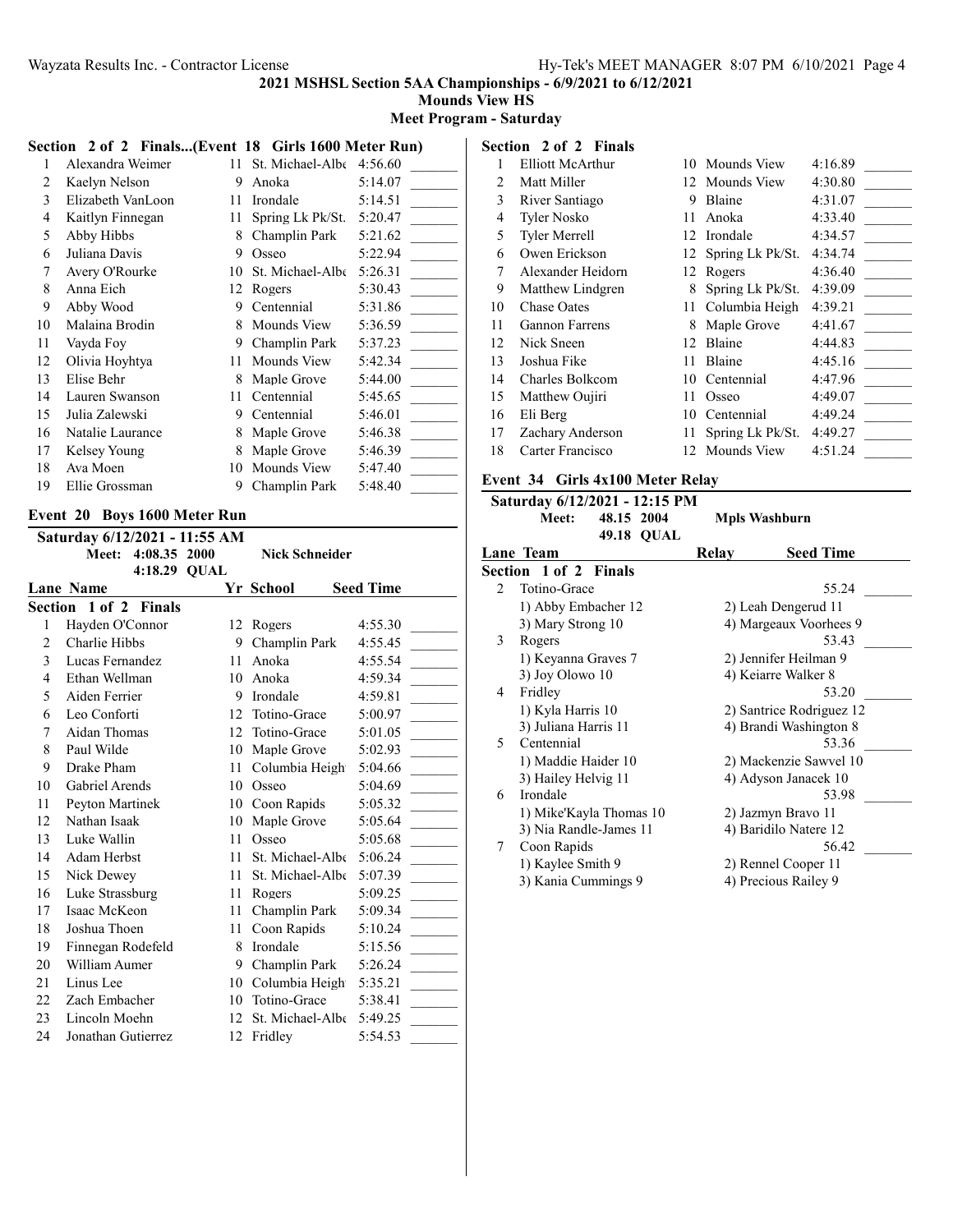**2021 MSHSL Section 5AA Championships - 6/9/2021 to 6/12/2021**

**Mounds View HS**

**Meet Program - Saturday**

### Section 2 of 2 Finals...(Event 18 Girls 1600 Meter Run)

| Lane | Name | Yr | School | Seed Time | |
|---|---|---|---|---|---|
| 1 | Alexandra Weimer | 11 | St. Michael-Albe | 4:56.60 | _______ |
| 2 | Kaelyn Nelson | 9 | Anoka | 5:14.07 | _______ |
| 3 | Elizabeth VanLoon | 11 | Irondale | 5:14.51 | _______ |
| 4 | Kaitlyn Finnegan | 11 | Spring Lk Pk/St. | 5:20.47 | _______ |
| 5 | Abby Hibbs | 8 | Champlin Park | 5:21.62 | _______ |
| 6 | Juliana Davis | 9 | Osseo | 5:22.94 | _______ |
| 7 | Avery O'Rourke | 10 | St. Michael-Albe | 5:26.31 | _______ |
| 8 | Anna Eich | 12 | Rogers | 5:30.43 | _______ |
| 9 | Abby Wood | 9 | Centennial | 5:31.86 | _______ |
| 10 | Malaina Brodin | 8 | Mounds View | 5:36.59 | _______ |
| 11 | Vayda Foy | 9 | Champlin Park | 5:37.23 | _______ |
| 12 | Olivia Hoyhtya | 11 | Mounds View | 5:42.34 | _______ |
| 13 | Elise Behr | 8 | Maple Grove | 5:44.00 | _______ |
| 14 | Lauren Swanson | 11 | Centennial | 5:45.65 | _______ |
| 15 | Julia Zalewski | 9 | Centennial | 5:46.01 | _______ |
| 16 | Natalie Laurance | 8 | Maple Grove | 5:46.38 | _______ |
| 17 | Kelsey Young | 8 | Maple Grove | 5:46.39 | _______ |
| 18 | Ava Moen | 10 | Mounds View | 5:47.40 | _______ |
| 19 | Ellie Grossman | 9 | Champlin Park | 5:48.40 | _______ |

### Event 20 Boys 1600 Meter Run

Saturday 6/12/2021 - 11:55 AM

Meet: 4:08.35 2000 Nick Schneider

4:18.29 QUAL

| Lane | Name | Yr | School | Seed Time | |
|---|---|---|---|---|---|
| **Section 1 of 2 Finals** | | | | | |
| 1 | Hayden O'Connor | 12 | Rogers | 4:55.30 | _______ |
| 2 | Charlie Hibbs | 9 | Champlin Park | 4:55.45 | _______ |
| 3 | Lucas Fernandez | 11 | Anoka | 4:55.54 | _______ |
| 4 | Ethan Wellman | 10 | Anoka | 4:59.34 | _______ |
| 5 | Aiden Ferrier | 9 | Irondale | 4:59.81 | _______ |
| 6 | Leo Conforti | 12 | Totino-Grace | 5:00.97 | _______ |
| 7 | Aidan Thomas | 12 | Totino-Grace | 5:01.05 | _______ |
| 8 | Paul Wilde | 10 | Maple Grove | 5:02.93 | _______ |
| 9 | Drake Pham | 11 | Columbia Heigh | 5:04.66 | _______ |
| 10 | Gabriel Arends | 10 | Osseo | 5:04.69 | _______ |
| 11 | Peyton Martinek | 10 | Coon Rapids | 5:05.32 | _______ |
| 12 | Nathan Isaak | 10 | Maple Grove | 5:05.64 | _______ |
| 13 | Luke Wallin | 11 | Osseo | 5:05.68 | _______ |
| 14 | Adam Herbst | 11 | St. Michael-Albe | 5:06.24 | _______ |
| 15 | Nick Dewey | 11 | St. Michael-Albe | 5:07.39 | _______ |
| 16 | Luke Strassburg | 11 | Rogers | 5:09.25 | _______ |
| 17 | Isaac McKeon | 11 | Champlin Park | 5:09.34 | _______ |
| 18 | Joshua Thoen | 11 | Coon Rapids | 5:10.24 | _______ |
| 19 | Finnegan Rodefeld | 8 | Irondale | 5:15.56 | _______ |
| 20 | William Aumer | 9 | Champlin Park | 5:26.24 | _______ |
| 21 | Linus Lee | 10 | Columbia Heigh | 5:35.21 | _______ |
| 22 | Zach Embacher | 10 | Totino-Grace | 5:38.41 | _______ |
| 23 | Lincoln Moehn | 12 | St. Michael-Albe | 5:49.25 | _______ |
| 24 | Jonathan Gutierrez | 12 | Fridley | 5:54.53 | _______ |
| **Section 2 of 2 Finals** | | | | | |
| 1 | Elliott McArthur | 10 | Mounds View | 4:16.89 | _______ |
| 2 | Matt Miller | 12 | Mounds View | 4:30.80 | _______ |
| 3 | River Santiago | 9 | Blaine | 4:31.07 | _______ |
| 4 | Tyler Nosko | 11 | Anoka | 4:33.40 | _______ |
| 5 | Tyler Merrell | 12 | Irondale | 4:34.57 | _______ |
| 6 | Owen Erickson | 12 | Spring Lk Pk/St. | 4:34.74 | _______ |
| 7 | Alexander Heidorn | 12 | Rogers | 4:36.40 | _______ |
| 9 | Matthew Lindgren | 8 | Spring Lk Pk/St. | 4:39.09 | _______ |
| 10 | Chase Oates | 11 | Columbia Heigh | 4:39.21 | _______ |
| 11 | Gannon Farrens | 8 | Maple Grove | 4:41.67 | _______ |
| 12 | Nick Sneen | 12 | Blaine | 4:44.83 | _______ |
| 13 | Joshua Fike | 11 | Blaine | 4:45.16 | _______ |
| 14 | Charles Bolkcom | 10 | Centennial | 4:47.96 | _______ |
| 15 | Matthew Oujiri | 11 | Osseo | 4:49.07 | _______ |
| 16 | Eli Berg | 10 | Centennial | 4:49.24 | _______ |
| 17 | Zachary Anderson | 11 | Spring Lk Pk/St. | 4:49.27 | _______ |
| 18 | Carter Francisco | 12 | Mounds View | 4:51.24 | _______ |

### Event 34 Girls 4x100 Meter Relay

Saturday 6/12/2021 - 12:15 PM

Meet: 48.15 2004 Mpls Washburn

49.18 QUAL

| Lane | Team | Relay | Seed Time | |
|---|---|---|---|---|
| **Section 1 of 2 Finals** | | | | |
| 2 | Totino-Grace | | 55.24 | _______ |
| | 1) Abby Embacher 12 | 2) Leah Dengerud 11 | | |
| | 3) Mary Strong 10 | 4) Margeaux Voorhees 9 | | |
| 3 | Rogers | | 53.43 | _______ |
| | 1) Keyanna Graves 7 | 2) Jennifer Heilman 9 | | |
| | 3) Joy Olowo 10 | 4) Keiarre Walker 8 | | |
| 4 | Fridley | | 53.20 | _______ |
| | 1) Kyla Harris 10 | 2) Santrice Rodriguez 12 | | |
| | 3) Juliana Harris 11 | 4) Brandi Washington 8 | | |
| 5 | Centennial | | 53.36 | _______ |
| | 1) Maddie Haider 10 | 2) Mackenzie Sawvel 10 | | |
| | 3) Hailey Helvig 11 | 4) Adyson Janacek 10 | | |
| 6 | Irondale | | 53.98 | _______ |
| | 1) Mike'Kayla Thomas 10 | 2) Jazmyn Bravo 11 | | |
| | 3) Nia Randle-James 11 | 4) Baridilo Natere 12 | | |
| 7 | Coon Rapids | | 56.42 | _______ |
| | 1) Kaylee Smith 9 | 2) Rennel Cooper 11 | | |
| | 3) Kania Cummings 9 | 4) Precious Railey 9 | | |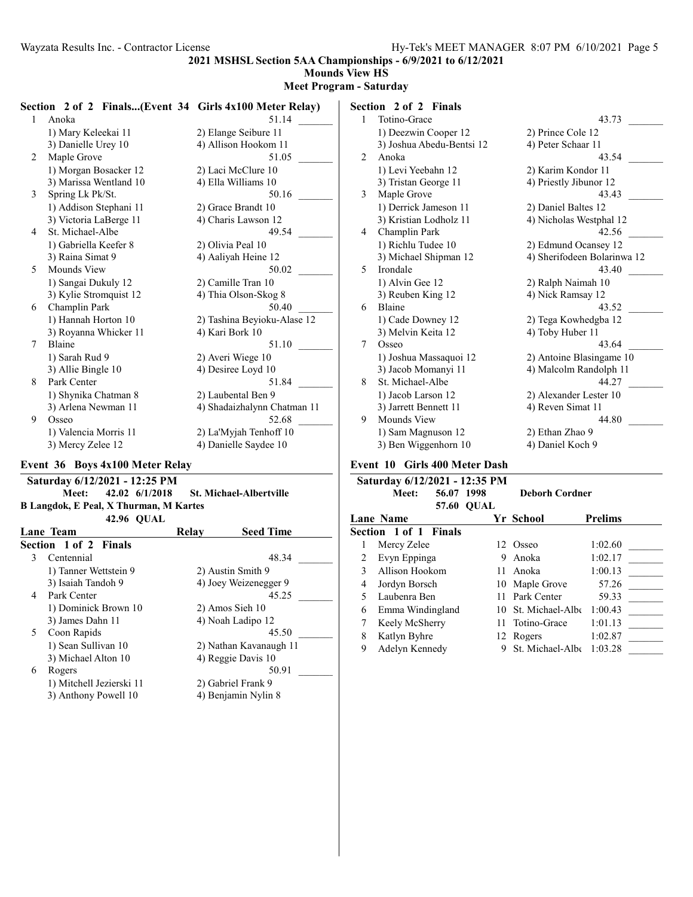## 2021 MSHSL Section 5AA Championships - 6/9/2021 to 6/12/2021
### Mounds View HS
### Meet Program - Saturday

**Section 2 of 2 Finals...(Event 34 Girls 4x100 Meter Relay)**

| Lane | Team | Seed Time |
|---|---|---|
| 1 | Anoka | 51.14 |
| | 1) Mary Keleekai 11, 2) Elange Seibure 11, 3) Danielle Urey 10, 4) Allison Hookom 11 | |
| 2 | Maple Grove | 51.05 |
| | 1) Morgan Bosacker 12, 2) Laci McClure 10, 3) Marissa Wentland 10, 4) Ella Williams 10 | |
| 3 | Spring Lk Pk/St. | 50.16 |
| | 1) Addison Stephani 11, 2) Grace Brandt 10, 3) Victoria LaBerge 11, 4) Charis Lawson 12 | |
| 4 | St. Michael-Albe | 49.54 |
| | 1) Gabriella Keefer 8, 2) Olivia Peal 10, 3) Raina Simat 9, 4) Aaliyah Heine 12 | |
| 5 | Mounds View | 50.02 |
| | 1) Sangai Dukuly 12, 2) Camille Tran 10, 3) Kylie Stromquist 12, 4) Thia Olson-Skog 8 | |
| 6 | Champlin Park | 50.40 |
| | 1) Hannah Horton 10, 2) Tashina Beyioku-Alase 12, 3) Royanna Whicker 11, 4) Kari Bork 10 | |
| 7 | Blaine | 51.10 |
| | 1) Sarah Rud 9, 2) Averi Wiege 10, 3) Allie Bingle 10, 4) Desiree Loyd 10 | |
| 8 | Park Center | 51.84 |
| | 1) Shynika Chatman 8, 2) Laubental Ben 9, 3) Arlena Newman 11, 4) Shadaizhalynn Chatman 11 | |
| 9 | Osseo | 52.68 |
| | 1) Valencia Morris 11, 2) La'Myjah Tenhoff 10, 3) Mercy Zelee 12, 4) Danielle Saydee 10 | |

## Event 36 Boys 4x100 Meter Relay

**Saturday 6/12/2021 - 12:25 PM**

Meet: 42.02 6/1/2018 St. Michael-Albertville
B Langdok, E Peal, X Thurman, M Kartes
42.96 QUAL

**Section 1 of 2 Finals**

| Lane | Team | Relay | Seed Time |
|---|---|---|---|
| 3 | Centennial | | 48.34 |
| | 1) Tanner Wettstein 9, 2) Austin Smith 9, 3) Isaiah Tandoh 9, 4) Joey Weizenegger 9 | | |
| 4 | Park Center | | 45.25 |
| | 1) Dominick Brown 10, 2) Amos Sieh 10, 3) James Dahn 11, 4) Noah Ladipo 12 | | |
| 5 | Coon Rapids | | 45.50 |
| | 1) Sean Sullivan 10, 2) Nathan Kavanaugh 11, 3) Michael Alton 10, 4) Reggie Davis 10 | | |
| 6 | Rogers | | 50.91 |
| | 1) Mitchell Jezierski 11, 2) Gabriel Frank 9, 3) Anthony Powell 10, 4) Benjamin Nylin 8 | | |

**Section 2 of 2 Finals**

| Lane | Team | Relay | Seed Time |
|---|---|---|---|
| 1 | Totino-Grace | | 43.73 |
| | 1) Deezwin Cooper 12, 2) Prince Cole 12, 3) Joshua Abedu-Bentsi 12, 4) Peter Schaar 11 | | |
| 2 | Anoka | | 43.54 |
| | 1) Levi Yeebahn 12, 2) Karim Kondor 11, 3) Tristan George 11, 4) Priestly Jibunor 12 | | |
| 3 | Maple Grove | | 43.43 |
| | 1) Derrick Jameson 11, 2) Daniel Baltes 12, 3) Kristian Lodholz 11, 4) Nicholas Westphal 12 | | |
| 4 | Champlin Park | | 42.56 |
| | 1) Richlu Tudee 10, 2) Edmund Ocansey 12, 3) Michael Shipman 12, 4) Sherifodeen Bolarinwa 12 | | |
| 5 | Irondale | | 43.40 |
| | 1) Alvin Gee 12, 2) Ralph Naimah 10, 3) Reuben King 12, 4) Nick Ramsay 12 | | |
| 6 | Blaine | | 43.52 |
| | 1) Cade Downey 12, 2) Tega Kowhedgba 12, 3) Melvin Keita 12, 4) Toby Huber 11 | | |
| 7 | Osseo | | 43.64 |
| | 1) Joshua Massaquoi 12, 2) Antoine Blasingame 10, 3) Jacob Momanyi 11, 4) Malcolm Randolph 11 | | |
| 8 | St. Michael-Albe | | 44.27 |
| | 1) Jacob Larson 12, 2) Alexander Lester 10, 3) Jarrett Bennett 11, 4) Reven Simat 11 | | |
| 9 | Mounds View | | 44.80 |
| | 1) Sam Magnuson 12, 2) Ethan Zhao 9, 3) Ben Wiggenhorn 10, 4) Daniel Koch 9 | | |

## Event 10 Girls 400 Meter Dash

**Saturday 6/12/2021 - 12:35 PM**

Meet: 56.07 1998 Deborh Cordner
57.60 QUAL

**Section 1 of 1 Finals**

| Lane | Name | Yr | School | Prelims |
|---|---|---|---|---|
| 1 | Mercy Zelee | 12 | Osseo | 1:02.60 |
| 2 | Evyn Eppinga | 9 | Anoka | 1:02.17 |
| 3 | Allison Hookom | 11 | Anoka | 1:00.13 |
| 4 | Jordyn Borsch | 10 | Maple Grove | 57.26 |
| 5 | Laubenra Ben | 11 | Park Center | 59.33 |
| 6 | Emma Windingland | 10 | St. Michael-Albe | 1:00.43 |
| 7 | Keely McSherry | 11 | Totino-Grace | 1:01.13 |
| 8 | Katlyn Byhre | 12 | Rogers | 1:02.87 |
| 9 | Adelyn Kennedy | 9 | St. Michael-Albe | 1:03.28 |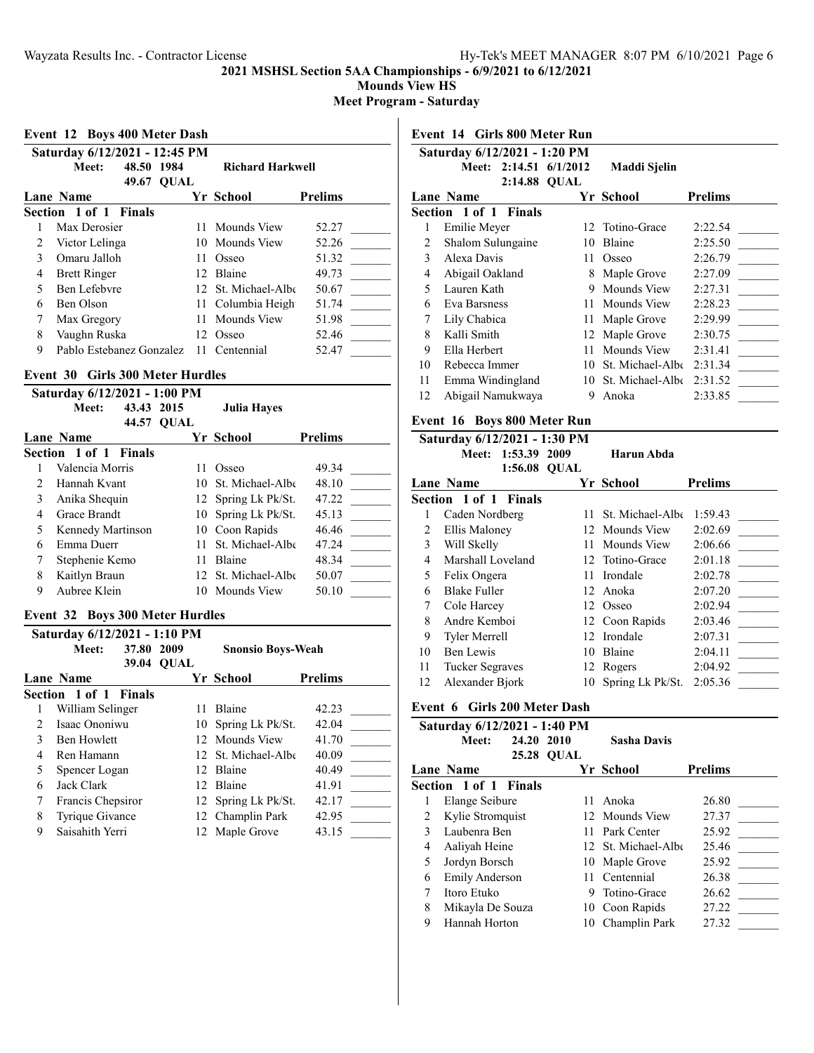## 2021 MSHSL Section 5AA Championships - 6/9/2021 to 6/12/2021

**Mounds View HS**

**Meet Program - Saturday**

### Event 12 Boys 400 Meter Dash

**Saturday 6/12/2021 - 12:45 PM**

Meet: 48.50 1984 Richard Harkwell
49.67 QUAL

| Lane | Name | Yr | School | Prelims | |
|---|---|---|---|---|---|
| **Section 1 of 1 Finals** | | | | | |
| 1 | Max Derosier | 11 | Mounds View | 52.27 | _______ |
| 2 | Victor Lelinga | 10 | Mounds View | 52.26 | _______ |
| 3 | Omaru Jalloh | 11 | Osseo | 51.32 | _______ |
| 4 | Brett Ringer | 12 | Blaine | 49.73 | _______ |
| 5 | Ben Lefebvre | 12 | St. Michael-Albe | 50.67 | _______ |
| 6 | Ben Olson | 11 | Columbia Heigh | 51.74 | _______ |
| 7 | Max Gregory | 11 | Mounds View | 51.98 | _______ |
| 8 | Vaughn Ruska | 12 | Osseo | 52.46 | _______ |
| 9 | Pablo Estebanez Gonzalez | 11 | Centennial | 52.47 | _______ |

### Event 30 Girls 300 Meter Hurdles

**Saturday 6/12/2021 - 1:00 PM**

Meet: 43.43 2015 Julia Hayes
44.57 QUAL

| Lane | Name | Yr | School | Prelims | |
|---|---|---|---|---|---|
| **Section 1 of 1 Finals** | | | | | |
| 1 | Valencia Morris | 11 | Osseo | 49.34 | _______ |
| 2 | Hannah Kvant | 10 | St. Michael-Albe | 48.10 | _______ |
| 3 | Anika Shequin | 12 | Spring Lk Pk/St. | 47.22 | _______ |
| 4 | Grace Brandt | 10 | Spring Lk Pk/St. | 45.13 | _______ |
| 5 | Kennedy Martinson | 10 | Coon Rapids | 46.46 | _______ |
| 6 | Emma Duerr | 11 | St. Michael-Albe | 47.24 | _______ |
| 7 | Stephenie Kemo | 11 | Blaine | 48.34 | _______ |
| 8 | Kaitlyn Braun | 12 | St. Michael-Albe | 50.07 | _______ |
| 9 | Aubree Klein | 10 | Mounds View | 50.10 | _______ |

### Event 32 Boys 300 Meter Hurdles

**Saturday 6/12/2021 - 1:10 PM**

Meet: 37.80 2009 Snonsio Boys-Weah
39.04 QUAL

| Lane | Name | Yr | School | Prelims | |
|---|---|---|---|---|---|
| **Section 1 of 1 Finals** | | | | | |
| 1 | William Selinger | 11 | Blaine | 42.23 | _______ |
| 2 | Isaac Ononiwu | 10 | Spring Lk Pk/St. | 42.04 | _______ |
| 3 | Ben Howlett | 12 | Mounds View | 41.70 | _______ |
| 4 | Ren Hamann | 12 | St. Michael-Albe | 40.09 | _______ |
| 5 | Spencer Logan | 12 | Blaine | 40.49 | _______ |
| 6 | Jack Clark | 12 | Blaine | 41.91 | _______ |
| 7 | Francis Chepsiror | 12 | Spring Lk Pk/St. | 42.17 | _______ |
| 8 | Tyrique Givance | 12 | Champlin Park | 42.95 | _______ |
| 9 | Saisahith Yerri | 12 | Maple Grove | 43.15 | _______ |

### Event 14 Girls 800 Meter Run

**Saturday 6/12/2021 - 1:20 PM**

Meet: 2:14.51 6/1/2012 Maddi Sjelin
2:14.88 QUAL

| Lane | Name | Yr | School | Prelims | |
|---|---|---|---|---|---|
| **Section 1 of 1 Finals** | | | | | |
| 1 | Emilie Meyer | 12 | Totino-Grace | 2:22.54 | _______ |
| 2 | Shalom Sulungaine | 10 | Blaine | 2:25.50 | _______ |
| 3 | Alexa Davis | 11 | Osseo | 2:26.79 | _______ |
| 4 | Abigail Oakland | 8 | Maple Grove | 2:27.09 | _______ |
| 5 | Lauren Kath | 9 | Mounds View | 2:27.31 | _______ |
| 6 | Eva Barsness | 11 | Mounds View | 2:28.23 | _______ |
| 7 | Lily Chabica | 11 | Maple Grove | 2:29.99 | _______ |
| 8 | Kalli Smith | 12 | Maple Grove | 2:30.75 | _______ |
| 9 | Ella Herbert | 11 | Mounds View | 2:31.41 | _______ |
| 10 | Rebecca Immer | 10 | St. Michael-Albe | 2:31.34 | _______ |
| 11 | Emma Windingland | 10 | St. Michael-Albe | 2:31.52 | _______ |
| 12 | Abigail Namukwaya | 9 | Anoka | 2:33.85 | _______ |

### Event 16 Boys 800 Meter Run

**Saturday 6/12/2021 - 1:30 PM**

Meet: 1:53.39 2009 Harun Abda
1:56.08 QUAL

| Lane | Name | Yr | School | Prelims | |
|---|---|---|---|---|---|
| **Section 1 of 1 Finals** | | | | | |
| 1 | Caden Nordberg | 11 | St. Michael-Albe | 1:59.43 | _______ |
| 2 | Ellis Maloney | 12 | Mounds View | 2:02.69 | _______ |
| 3 | Will Skelly | 11 | Mounds View | 2:06.66 | _______ |
| 4 | Marshall Loveland | 12 | Totino-Grace | 2:01.18 | _______ |
| 5 | Felix Ongera | 11 | Irondale | 2:02.78 | _______ |
| 6 | Blake Fuller | 12 | Anoka | 2:07.20 | _______ |
| 7 | Cole Harcey | 12 | Osseo | 2:02.94 | _______ |
| 8 | Andre Kemboi | 12 | Coon Rapids | 2:03.46 | _______ |
| 9 | Tyler Merrell | 12 | Irondale | 2:07.31 | _______ |
| 10 | Ben Lewis | 10 | Blaine | 2:04.11 | _______ |
| 11 | Tucker Segraves | 12 | Rogers | 2:04.92 | _______ |
| 12 | Alexander Bjork | 10 | Spring Lk Pk/St. | 2:05.36 | _______ |

### Event 6 Girls 200 Meter Dash

**Saturday 6/12/2021 - 1:40 PM**

Meet: 24.20 2010 Sasha Davis
25.28 QUAL

| Lane | Name | Yr | School | Prelims | |
|---|---|---|---|---|---|
| **Section 1 of 1 Finals** | | | | | |
| 1 | Elange Seibure | 11 | Anoka | 26.80 | _______ |
| 2 | Kylie Stromquist | 12 | Mounds View | 27.37 | _______ |
| 3 | Laubenra Ben | 11 | Park Center | 25.92 | _______ |
| 4 | Aaliyah Heine | 12 | St. Michael-Albe | 25.46 | _______ |
| 5 | Jordyn Borsch | 10 | Maple Grove | 25.92 | _______ |
| 6 | Emily Anderson | 11 | Centennial | 26.38 | _______ |
| 7 | Itoro Etuko | 9 | Totino-Grace | 26.62 | _______ |
| 8 | Mikayla De Souza | 10 | Coon Rapids | 27.22 | _______ |
| 9 | Hannah Horton | 10 | Champlin Park | 27.32 | _______ |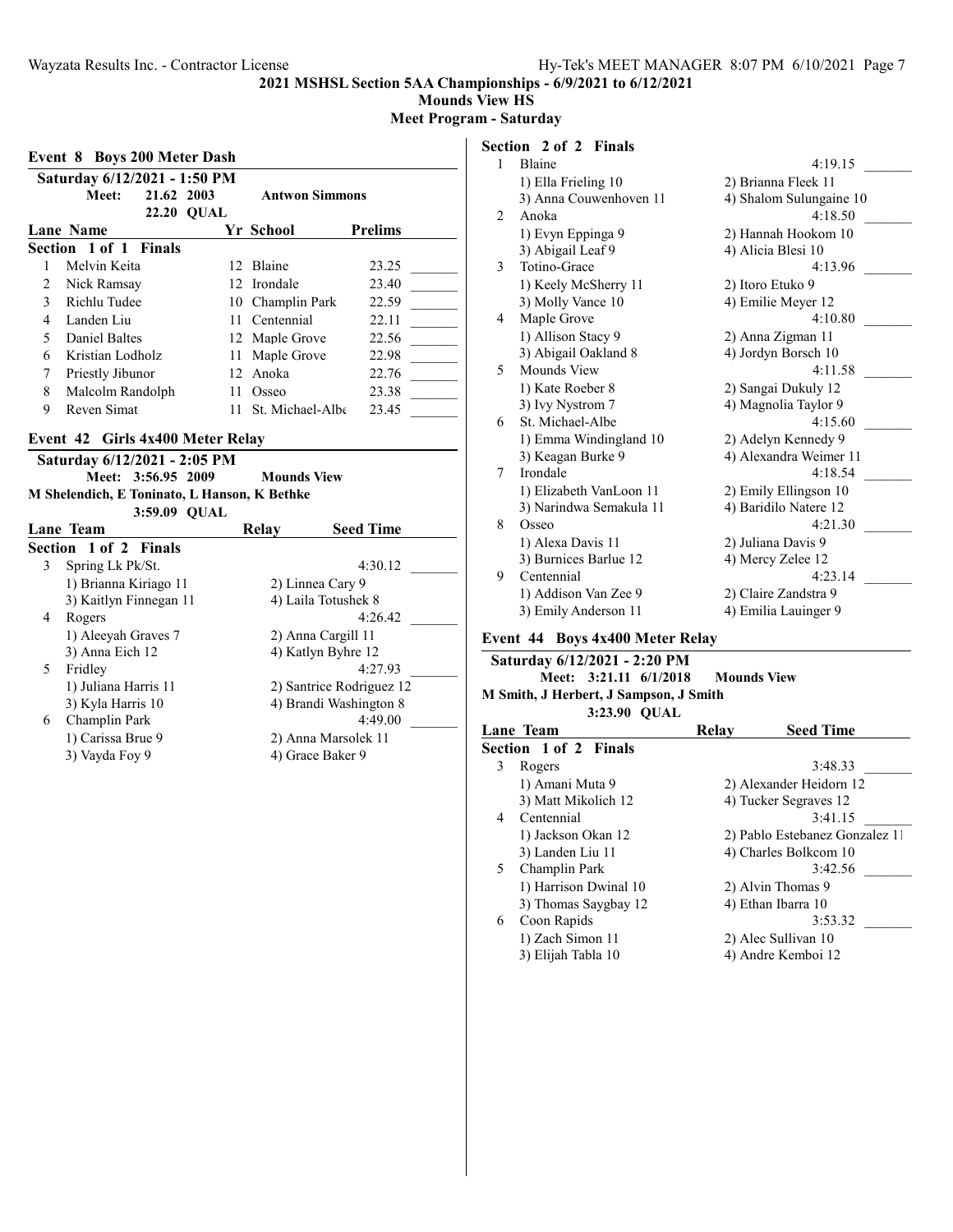## 2021 MSHSL Section 5AA Championships - 6/9/2021 to 6/12/2021

**Mounds View HS**

**Meet Program - Saturday**

### Event 8 Boys 200 Meter Dash

**Saturday 6/12/2021 - 1:50 PM**

Meet: 21.62 2003 Antwon Simmons

22.20 QUAL

**Section 1 of 1 Finals**

| Lane | Name | Yr | School | Prelims |
|---|---|---|---|---|
| 1 | Melvin Keita | 12 | Blaine | 23.25 |
| 2 | Nick Ramsay | 12 | Irondale | 23.40 |
| 3 | Richlu Tudee | 10 | Champlin Park | 22.59 |
| 4 | Landen Liu | 11 | Centennial | 22.11 |
| 5 | Daniel Baltes | 12 | Maple Grove | 22.56 |
| 6 | Kristian Lodholz | 11 | Maple Grove | 22.98 |
| 7 | Priestly Jibunor | 12 | Anoka | 22.76 |
| 8 | Malcolm Randolph | 11 | Osseo | 23.38 |
| 9 | Reven Simat | 11 | St. Michael-Albe | 23.45 |

### Event 42 Girls 4x400 Meter Relay

**Saturday 6/12/2021 - 2:05 PM**

Meet: 3:56.95 2009 Mounds View

M Shelendich, E Toninato, L Hanson, K Bethke

3:59.09 QUAL

**Section 1 of 2 Finals**

| Lane | Team | Relay | Seed Time |
|---|---|---|---|
| 3 | Spring Lk Pk/St. | | 4:30.12 |
| | 1) Brianna Kiriago 11 | 2) Linnea Cary 9 | |
| | 3) Kaitlyn Finnegan 11 | 4) Laila Totushek 8 | |
| 4 | Rogers | | 4:26.42 |
| | 1) Aleeyah Graves 7 | 2) Anna Cargill 11 | |
| | 3) Anna Eich 12 | 4) Katlyn Byhre 12 | |
| 5 | Fridley | | 4:27.93 |
| | 1) Juliana Harris 11 | 2) Santrice Rodriguez 12 | |
| | 3) Kyla Harris 10 | 4) Brandi Washington 8 | |
| 6 | Champlin Park | | 4:49.00 |
| | 1) Carissa Brue 9 | 2) Anna Marsolek 11 | |
| | 3) Vayda Foy 9 | 4) Grace Baker 9 | |

**Section 2 of 2 Finals**

| Lane | Team | Relay | Seed Time |
|---|---|---|---|
| 1 | Blaine | | 4:19.15 |
| | 1) Ella Frieling 10 | 2) Brianna Fleek 11 | |
| | 3) Anna Couwenhoven 11 | 4) Shalom Sulungaine 10 | |
| 2 | Anoka | | 4:18.50 |
| | 1) Evyn Eppinga 9 | 2) Hannah Hookom 10 | |
| | 3) Abigail Leaf 9 | 4) Alicia Blesi 10 | |
| 3 | Totino-Grace | | 4:13.96 |
| | 1) Keely McSherry 11 | 2) Itoro Etuko 9 | |
| | 3) Molly Vance 10 | 4) Emilie Meyer 12 | |
| 4 | Maple Grove | | 4:10.80 |
| | 1) Allison Stacy 9 | 2) Anna Zigman 11 | |
| | 3) Abigail Oakland 8 | 4) Jordyn Borsch 10 | |
| 5 | Mounds View | | 4:11.58 |
| | 1) Kate Roeber 8 | 2) Sangai Dukuly 12 | |
| | 3) Ivy Nystrom 7 | 4) Magnolia Taylor 9 | |
| 6 | St. Michael-Albe | | 4:15.60 |
| | 1) Emma Windingland 10 | 2) Adelyn Kennedy 9 | |
| | 3) Keagan Burke 9 | 4) Alexandra Weimer 11 | |
| 7 | Irondale | | 4:18.54 |
| | 1) Elizabeth VanLoon 11 | 2) Emily Ellingson 10 | |
| | 3) Narindwa Semakula 11 | 4) Baridilo Natere 12 | |
| 8 | Osseo | | 4:21.30 |
| | 1) Alexa Davis 11 | 2) Juliana Davis 9 | |
| | 3) Burnices Barlue 12 | 4) Mercy Zelee 12 | |
| 9 | Centennial | | 4:23.14 |
| | 1) Addison Van Zee 9 | 2) Claire Zandstra 9 | |
| | 3) Emily Anderson 11 | 4) Emilia Lauinger 9 | |

### Event 44 Boys 4x400 Meter Relay

**Saturday 6/12/2021 - 2:20 PM**

Meet: 3:21.11 6/1/2018 Mounds View

M Smith, J Herbert, J Sampson, J Smith

3:23.90 QUAL

**Section 1 of 2 Finals**

| Lane | Team | Relay | Seed Time |
|---|---|---|---|
| 3 | Rogers | | 3:48.33 |
| | 1) Amani Muta 9 | 2) Alexander Heidorn 12 | |
| | 3) Matt Mikolich 12 | 4) Tucker Segraves 12 | |
| 4 | Centennial | | 3:41.15 |
| | 1) Jackson Okan 12 | 2) Pablo Estebanez Gonzalez 11 | |
| | 3) Landen Liu 11 | 4) Charles Bolkcom 10 | |
| 5 | Champlin Park | | 3:42.56 |
| | 1) Harrison Dwinal 10 | 2) Alvin Thomas 9 | |
| | 3) Thomas Saygbay 12 | 4) Ethan Ibarra 10 | |
| 6 | Coon Rapids | | 3:53.32 |
| | 1) Zach Simon 11 | 2) Alec Sullivan 10 | |
| | 3) Elijah Tabla 10 | 4) Andre Kemboi 12 | |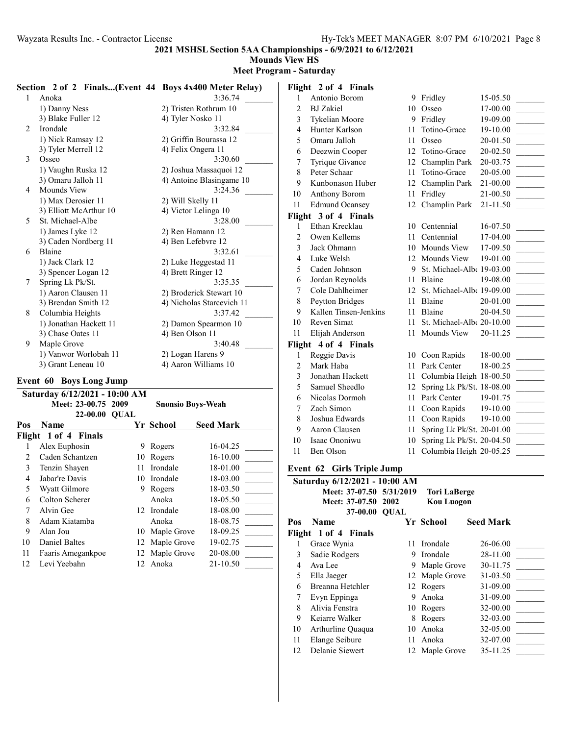## Section 2 of 2 Finals...(Event 44 Boys 4x400 Meter Relay)

| | Team | | Seed |
|---|---|---|---|
| 1 | Anoka | | 3:36.74 |
| | 1) Danny Ness | 2) Tristen Rothrum 10 | |
| | 3) Blake Fuller 12 | 4) Tyler Nosko 11 | |
| 2 | Irondale | | 3:32.84 |
| | 1) Nick Ramsay 12 | 2) Griffin Bourassa 12 | |
| | 3) Tyler Merrell 12 | 4) Felix Ongera 11 | |
| 3 | Osseo | | 3:30.60 |
| | 1) Vaughn Ruska 12 | 2) Joshua Massaquoi 12 | |
| | 3) Omaru Jalloh 11 | 4) Antoine Blasingame 10 | |
| 4 | Mounds View | | 3:24.36 |
| | 1) Max Derosier 11 | 2) Will Skelly 11 | |
| | 3) Elliott McArthur 10 | 4) Victor Lelinga 10 | |
| 5 | St. Michael-Albe | | 3:28.00 |
| | 1) James Lyke 12 | 2) Ren Hamann 12 | |
| | 3) Caden Nordberg 11 | 4) Ben Lefebvre 12 | |
| 6 | Blaine | | 3:32.61 |
| | 1) Jack Clark 12 | 2) Luke Heggestad 11 | |
| | 3) Spencer Logan 12 | 4) Brett Ringer 12 | |
| 7 | Spring Lk Pk/St. | | 3:35.35 |
| | 1) Aaron Clausen 11 | 2) Broderick Stewart 10 | |
| | 3) Brendan Smith 12 | 4) Nicholas Starcevich 11 | |
| 8 | Columbia Heights | | 3:37.42 |
| | 1) Jonathan Hackett 11 | 2) Damon Spearmon 10 | |
| | 3) Chase Oates 11 | 4) Ben Olson 11 | |
| 9 | Maple Grove | | 3:40.48 |
| | 1) Vanwor Worlobah 11 | 2) Logan Harens 9 | |
| | 3) Grant Leneau 10 | 4) Aaron Williams 10 | |

## Event 60 Boys Long Jump

**Saturday 6/12/2021 - 10:00 AM**

Meet: 23-00.75 2009 Snonsio Boys-Weah

22-00.00 QUAL

| Pos | Name | Yr | School | Seed Mark |
|---|---|---|---|---|
| **Flight 1 of 4 Finals** | | | | |
| 1 | Alex Euphosin | 9 | Rogers | 16-04.25 |
| 2 | Caden Schantzen | 10 | Rogers | 16-10.00 |
| 3 | Tenzin Shayen | 11 | Irondale | 18-01.00 |
| 4 | Jabar're Davis | 10 | Irondale | 18-03.00 |
| 5 | Wyatt Gilmore | 9 | Rogers | 18-03.50 |
| 6 | Colton Scherer | | Anoka | 18-05.50 |
| 7 | Alvin Gee | 12 | Irondale | 18-08.00 |
| 8 | Adam Kiatamba | | Anoka | 18-08.75 |
| 9 | Alan Jou | 10 | Maple Grove | 18-09.25 |
| 10 | Daniel Baltes | 12 | Maple Grove | 19-02.75 |
| 11 | Faaris Amegankpoe | 12 | Maple Grove | 20-08.00 |
| 12 | Levi Yeebahn | 12 | Anoka | 21-10.50 |
| **Flight 2 of 4 Finals** | | | | |
| 1 | Antonio Borom | 9 | Fridley | 15-05.50 |
| 2 | BJ Zakiel | 10 | Osseo | 17-00.00 |
| 3 | Tykelian Moore | 9 | Fridley | 19-09.00 |
| 4 | Hunter Karlson | 11 | Totino-Grace | 19-10.00 |
| 5 | Omaru Jalloh | 11 | Osseo | 20-01.50 |
| 6 | Deezwin Cooper | 12 | Totino-Grace | 20-02.50 |
| 7 | Tyrique Givance | 12 | Champlin Park | 20-03.75 |
| 8 | Peter Schaar | 11 | Totino-Grace | 20-05.00 |
| 9 | Kunbonason Huber | 12 | Champlin Park | 21-00.00 |
| 10 | Anthony Borom | 11 | Fridley | 21-00.50 |
| 11 | Edmund Ocansey | 12 | Champlin Park | 21-11.50 |
| **Flight 3 of 4 Finals** | | | | |
| 1 | Ethan Krecklau | 10 | Centennial | 16-07.50 |
| 2 | Owen Kellems | 11 | Centennial | 17-04.00 |
| 3 | Jack Ohmann | 10 | Mounds View | 17-09.50 |
| 4 | Luke Welsh | 12 | Mounds View | 19-01.00 |
| 5 | Caden Johnson | 9 | St. Michael-Albe | 19-03.00 |
| 6 | Jordan Reynolds | 11 | Blaine | 19-08.00 |
| 7 | Cole Dahlheimer | 12 | St. Michael-Albe | 19-09.00 |
| 8 | Peytton Bridges | 11 | Blaine | 20-01.00 |
| 9 | Kallen Tinsen-Jenkins | 11 | Blaine | 20-04.50 |
| 10 | Reven Simat | 11 | St. Michael-Albe | 20-10.00 |
| 11 | Elijah Anderson | 11 | Mounds View | 20-11.25 |
| **Flight 4 of 4 Finals** | | | | |
| 1 | Reggie Davis | 10 | Coon Rapids | 18-00.00 |
| 2 | Mark Haba | 11 | Park Center | 18-00.25 |
| 3 | Jonathan Hackett | 11 | Columbia Heigh | 18-00.50 |
| 5 | Samuel Sheedlo | 12 | Spring Lk Pk/St. | 18-08.00 |
| 6 | Nicolas Dormoh | 11 | Park Center | 19-01.75 |
| 7 | Zach Simon | 11 | Coon Rapids | 19-10.00 |
| 8 | Joshua Edwards | 11 | Coon Rapids | 19-10.00 |
| 9 | Aaron Clausen | 11 | Spring Lk Pk/St. | 20-01.00 |
| 10 | Isaac Ononiwu | 10 | Spring Lk Pk/St. | 20-04.50 |
| 11 | Ben Olson | 11 | Columbia Heigh | 20-05.25 |

## Event 62 Girls Triple Jump

**Saturday 6/12/2021 - 10:00 AM**

Meet: 37-07.50 5/31/2019 Tori LaBerge

Meet: 37-07.50 2002 Kou Luogon

37-00.00 QUAL

| Pos | Name | Yr | School | Seed Mark |
|---|---|---|---|---|
| **Flight 1 of 4 Finals** | | | | |
| 1 | Grace Wynia | 11 | Irondale | 26-06.00 |
| 3 | Sadie Rodgers | 9 | Irondale | 28-11.00 |
| 4 | Ava Lee | 9 | Maple Grove | 30-11.75 |
| 5 | Ella Jaeger | 12 | Maple Grove | 31-03.50 |
| 6 | Breanna Hetchler | 12 | Rogers | 31-09.00 |
| 7 | Evyn Eppinga | 9 | Anoka | 31-09.00 |
| 8 | Alivia Fenstra | 10 | Rogers | 32-00.00 |
| 9 | Keiarre Walker | 8 | Rogers | 32-03.00 |
| 10 | Arthurline Quaqua | 10 | Anoka | 32-05.00 |
| 11 | Elange Seibure | 11 | Anoka | 32-07.00 |
| 12 | Delanie Siewert | 12 | Maple Grove | 35-11.25 |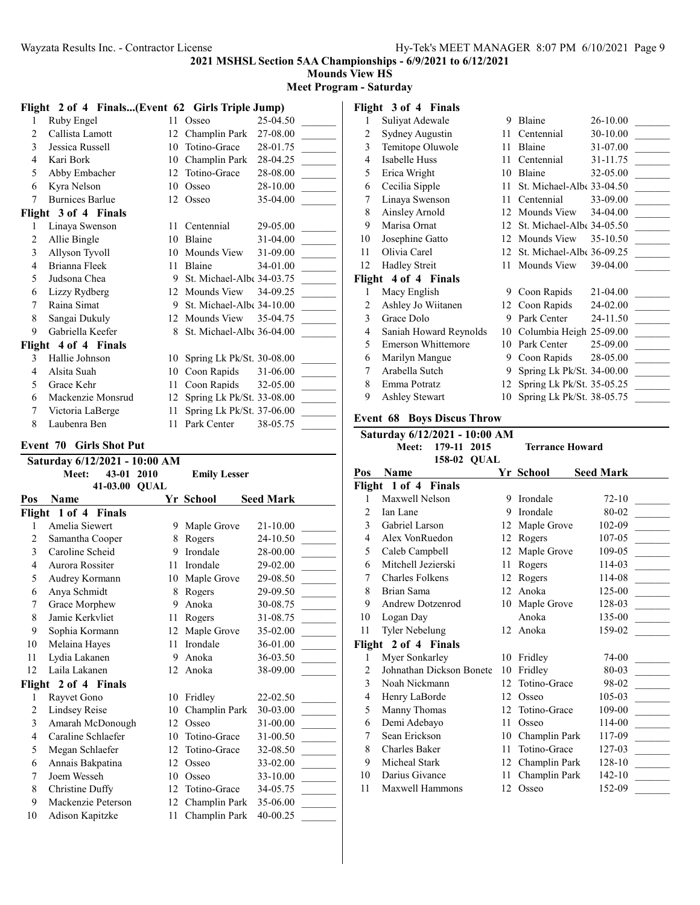# 2021 MSHSL Section 5AA Championships - 6/9/2021 to 6/12/2021

## Mounds View HS

### Meet Program - Saturday

**Flight 2 of 4 Finals...(Event 62 Girls Triple Jump)**

| Pos | Name | Yr | School | Seed Mark | |
|---|---|---|---|---|---|
| 1 | Ruby Engel | 11 | Osseo | 25-04.50 | _______ |
| 2 | Callista Lamott | 12 | Champlin Park | 27-08.00 | _______ |
| 3 | Jessica Russell | 10 | Totino-Grace | 28-01.75 | _______ |
| 4 | Kari Bork | 10 | Champlin Park | 28-04.25 | _______ |
| 5 | Abby Embacher | 12 | Totino-Grace | 28-08.00 | _______ |
| 6 | Kyra Nelson | 10 | Osseo | 28-10.00 | _______ |
| 7 | Burnices Barlue | 12 | Osseo | 35-04.00 | _______ |
| **Flight 3 of 4 Finals** | | | | | |
| 1 | Linaya Swenson | 11 | Centennial | 29-05.00 | _______ |
| 2 | Allie Bingle | 10 | Blaine | 31-04.00 | _______ |
| 3 | Allyson Tyvoll | 10 | Mounds View | 31-09.00 | _______ |
| 4 | Brianna Fleek | 11 | Blaine | 34-01.00 | _______ |
| 5 | Judsona Chea | 9 | St. Michael-Albe | 34-03.75 | _______ |
| 6 | Lizzy Rydberg | 12 | Mounds View | 34-09.25 | _______ |
| 7 | Raina Simat | 9 | St. Michael-Albe | 34-10.00 | _______ |
| 8 | Sangai Dukuly | 12 | Mounds View | 35-04.75 | _______ |
| 9 | Gabriella Keefer | 8 | St. Michael-Albe | 36-04.00 | _______ |
| **Flight 4 of 4 Finals** | | | | | |
| 3 | Hallie Johnson | 10 | Spring Lk Pk/St. | 30-08.00 | _______ |
| 4 | Alsita Suah | 10 | Coon Rapids | 31-06.00 | _______ |
| 5 | Grace Kehr | 11 | Coon Rapids | 32-05.00 | _______ |
| 6 | Mackenzie Monsrud | 12 | Spring Lk Pk/St. | 33-08.00 | _______ |
| 7 | Victoria LaBerge | 11 | Spring Lk Pk/St. | 37-06.00 | _______ |
| 8 | Laubenra Ben | 11 | Park Center | 38-05.75 | _______ |

## Event 70 Girls Shot Put

**Saturday 6/12/2021 - 10:00 AM**

Meet: 43-01 2010 Emily Lesser
41-03.00 QUAL

| Pos | Name | Yr | School | Seed Mark | |
|---|---|---|---|---|---|
| **Flight 1 of 4 Finals** | | | | | |
| 1 | Amelia Siewert | 9 | Maple Grove | 21-10.00 | _______ |
| 2 | Samantha Cooper | 8 | Rogers | 24-10.50 | _______ |
| 3 | Caroline Scheid | 9 | Irondale | 28-00.00 | _______ |
| 4 | Aurora Rossiter | 11 | Irondale | 29-02.00 | _______ |
| 5 | Audrey Kormann | 10 | Maple Grove | 29-08.50 | _______ |
| 6 | Anya Schmidt | 8 | Rogers | 29-09.50 | _______ |
| 7 | Grace Morphew | 9 | Anoka | 30-08.75 | _______ |
| 8 | Jamie Kerkvliet | 11 | Rogers | 31-08.75 | _______ |
| 9 | Sophia Kormann | 12 | Maple Grove | 35-02.00 | _______ |
| 10 | Melaina Hayes | 11 | Irondale | 36-01.00 | _______ |
| 11 | Lydia Lakanen | 9 | Anoka | 36-03.50 | _______ |
| 12 | Laila Lakanen | 12 | Anoka | 38-09.00 | _______ |
| **Flight 2 of 4 Finals** | | | | | |
| 1 | Rayvet Gono | 10 | Fridley | 22-02.50 | _______ |
| 2 | Lindsey Reise | 10 | Champlin Park | 30-03.00 | _______ |
| 3 | Amarah McDonough | 12 | Osseo | 31-00.00 | _______ |
| 4 | Caraline Schlaefer | 10 | Totino-Grace | 31-00.50 | _______ |
| 5 | Megan Schlaefer | 12 | Totino-Grace | 32-08.50 | _______ |
| 6 | Annais Bakpatina | 12 | Osseo | 33-02.00 | _______ |
| 7 | Joem Wesseh | 10 | Osseo | 33-10.00 | _______ |
| 8 | Christine Duffy | 12 | Totino-Grace | 34-05.75 | _______ |
| 9 | Mackenzie Peterson | 12 | Champlin Park | 35-06.00 | _______ |
| 10 | Adison Kapitzke | 11 | Champlin Park | 40-00.25 | _______ |
| **Flight 3 of 4 Finals** | | | | | |
| 1 | Suliyat Adewale | 9 | Blaine | 26-10.00 | _______ |
| 2 | Sydney Augustin | 11 | Centennial | 30-10.00 | _______ |
| 3 | Temitope Oluwole | 11 | Blaine | 31-07.00 | _______ |
| 4 | Isabelle Huss | 11 | Centennial | 31-11.75 | _______ |
| 5 | Erica Wright | 10 | Blaine | 32-05.00 | _______ |
| 6 | Cecilia Sipple | 11 | St. Michael-Albe | 33-04.50 | _______ |
| 7 | Linaya Swenson | 11 | Centennial | 33-09.00 | _______ |
| 8 | Ainsley Arnold | 12 | Mounds View | 34-04.00 | _______ |
| 9 | Marisa Ornat | 12 | St. Michael-Albe | 34-05.50 | _______ |
| 10 | Josephine Gatto | 12 | Mounds View | 35-10.50 | _______ |
| 11 | Olivia Carel | 12 | St. Michael-Albe | 36-09.25 | _______ |
| 12 | Hadley Streit | 11 | Mounds View | 39-04.00 | _______ |
| **Flight 4 of 4 Finals** | | | | | |
| 1 | Macy English | 9 | Coon Rapids | 21-04.00 | _______ |
| 2 | Ashley Jo Wiitanen | 12 | Coon Rapids | 24-02.00 | _______ |
| 3 | Grace Dolo | 9 | Park Center | 24-11.50 | _______ |
| 4 | Saniah Howard Reynolds | 10 | Columbia Heigh | 25-09.00 | _______ |
| 5 | Emerson Whittemore | 10 | Park Center | 25-09.00 | _______ |
| 6 | Marilyn Mangue | 9 | Coon Rapids | 28-05.00 | _______ |
| 7 | Arabella Sutch | 9 | Spring Lk Pk/St. | 34-00.00 | _______ |
| 8 | Emma Potratz | 12 | Spring Lk Pk/St. | 35-05.25 | _______ |
| 9 | Ashley Stewart | 10 | Spring Lk Pk/St. | 38-05.75 | _______ |

## Event 68 Boys Discus Throw

**Saturday 6/12/2021 - 10:00 AM**

Meet: 179-11 2015 Terrance Howard
158-02 QUAL

| Pos | Name | Yr | School | Seed Mark | |
|---|---|---|---|---|---|
| **Flight 1 of 4 Finals** | | | | | |
| 1 | Maxwell Nelson | 9 | Irondale | 72-10 | _______ |
| 2 | Ian Lane | 9 | Irondale | 80-02 | _______ |
| 3 | Gabriel Larson | 12 | Maple Grove | 102-09 | _______ |
| 4 | Alex VonRuedon | 12 | Rogers | 107-05 | _______ |
| 5 | Caleb Campbell | 12 | Maple Grove | 109-05 | _______ |
| 6 | Mitchell Jezierski | 11 | Rogers | 114-03 | _______ |
| 7 | Charles Folkens | 12 | Rogers | 114-08 | _______ |
| 8 | Brian Sama | 12 | Anoka | 125-00 | _______ |
| 9 | Andrew Dotzenrod | 10 | Maple Grove | 128-03 | _______ |
| 10 | Logan Day | | Anoka | 135-00 | _______ |
| 11 | Tyler Nebelung | 12 | Anoka | 159-02 | _______ |
| **Flight 2 of 4 Finals** | | | | | |
| 1 | Myer Sonkarley | 10 | Fridley | 74-00 | _______ |
| 2 | Johnathan Dickson Bonete | 10 | Fridley | 80-03 | _______ |
| 3 | Noah Nickmann | 12 | Totino-Grace | 98-02 | _______ |
| 4 | Henry LaBorde | 12 | Osseo | 105-03 | _______ |
| 5 | Manny Thomas | 12 | Totino-Grace | 109-00 | _______ |
| 6 | Demi Adebayo | 11 | Osseo | 114-00 | _______ |
| 7 | Sean Erickson | 10 | Champlin Park | 117-09 | _______ |
| 8 | Charles Baker | 11 | Totino-Grace | 127-03 | _______ |
| 9 | Micheal Stark | 12 | Champlin Park | 128-10 | _______ |
| 10 | Darius Givance | 11 | Champlin Park | 142-10 | _______ |
| 11 | Maxwell Hammons | 12 | Osseo | 152-09 | _______ |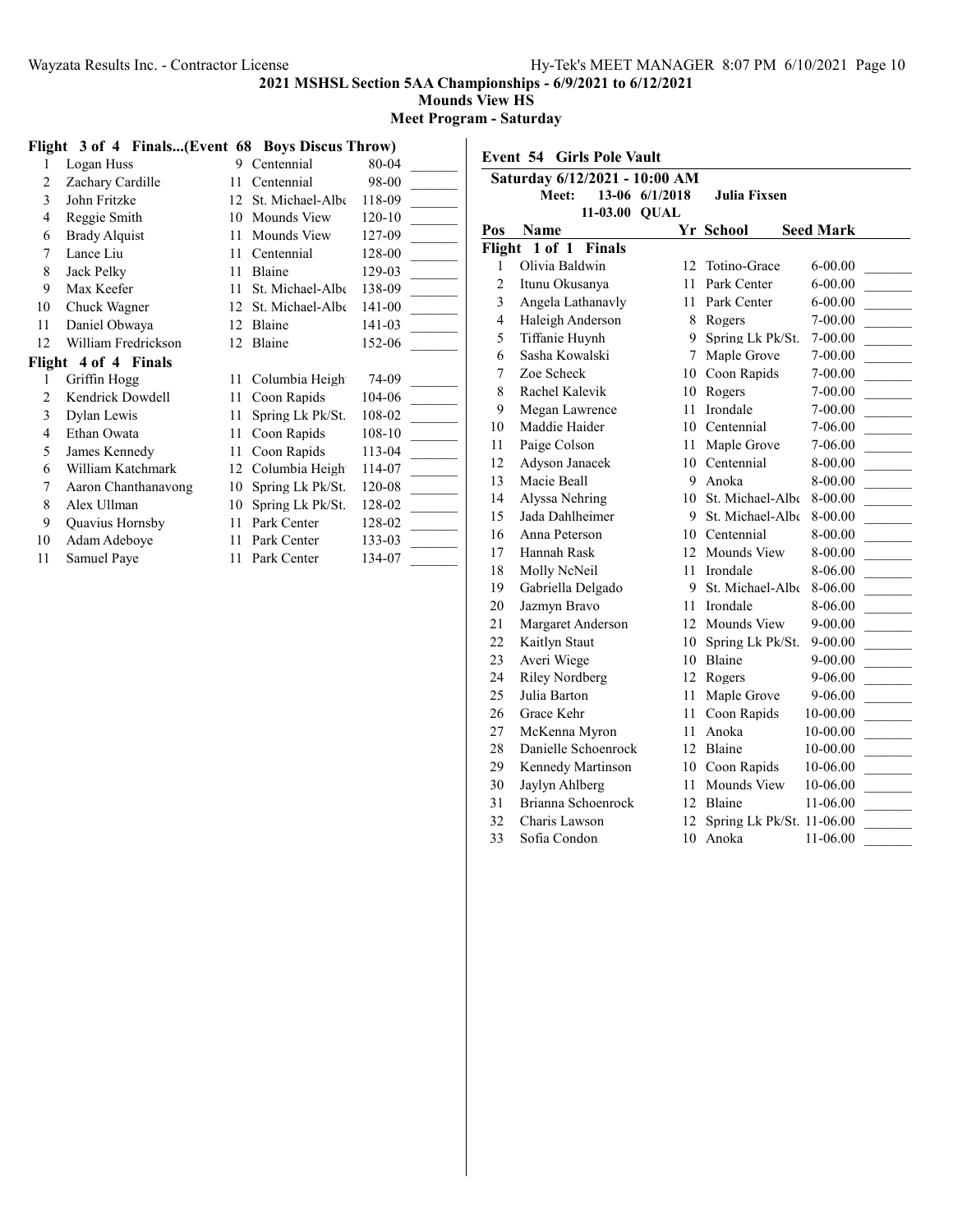**2021 MSHSL Section 5AA Championships - 6/9/2021 to 6/12/2021**

**Mounds View HS**

**Meet Program - Saturday**

### Flight 3 of 4 Finals...(Event 68 Boys Discus Throw)

| Pos | Name | Yr | School | Seed Mark | |
|---|---|---|---|---|---|
| 1 | Logan Huss | 9 | Centennial | 80-04 | _______ |
| 2 | Zachary Cardille | 11 | Centennial | 98-00 | _______ |
| 3 | John Fritzke | 12 | St. Michael-Albe | 118-09 | _______ |
| 4 | Reggie Smith | 10 | Mounds View | 120-10 | _______ |
| 6 | Brady Alquist | 11 | Mounds View | 127-09 | _______ |
| 7 | Lance Liu | 11 | Centennial | 128-00 | _______ |
| 8 | Jack Pelky | 11 | Blaine | 129-03 | _______ |
| 9 | Max Keefer | 11 | St. Michael-Albe | 138-09 | _______ |
| 10 | Chuck Wagner | 12 | St. Michael-Albe | 141-00 | _______ |
| 11 | Daniel Obwaya | 12 | Blaine | 141-03 | _______ |
| 12 | William Fredrickson | 12 | Blaine | 152-06 | _______ |

### Flight 4 of 4 Finals

| Pos | Name | Yr | School | Seed Mark | |
|---|---|---|---|---|---|
| 1 | Griffin Hogg | 11 | Columbia Heigh | 74-09 | _______ |
| 2 | Kendrick Dowdell | 11 | Coon Rapids | 104-06 | _______ |
| 3 | Dylan Lewis | 11 | Spring Lk Pk/St. | 108-02 | _______ |
| 4 | Ethan Owata | 11 | Coon Rapids | 108-10 | _______ |
| 5 | James Kennedy | 11 | Coon Rapids | 113-04 | _______ |
| 6 | William Katchmark | 12 | Columbia Heigh | 114-07 | _______ |
| 7 | Aaron Chanthanavong | 10 | Spring Lk Pk/St. | 120-08 | _______ |
| 8 | Alex Ullman | 10 | Spring Lk Pk/St. | 128-02 | _______ |
| 9 | Quavius Hornsby | 11 | Park Center | 128-02 | _______ |
| 10 | Adam Adeboye | 11 | Park Center | 133-03 | _______ |
| 11 | Samuel Paye | 11 | Park Center | 134-07 | _______ |

## Event 54 Girls Pole Vault

**Saturday 6/12/2021 - 10:00 AM**

**Meet:** 13-06 6/1/2018 **Julia Fixsen**

11-03.00 **QUAL**

### Flight 1 of 1 Finals

| Pos | Name | Yr | School | Seed Mark | |
|---|---|---|---|---|---|
| 1 | Olivia Baldwin | 12 | Totino-Grace | 6-00.00 | _______ |
| 2 | Itunu Okusanya | 11 | Park Center | 6-00.00 | _______ |
| 3 | Angela Lathanavly | 11 | Park Center | 6-00.00 | _______ |
| 4 | Haleigh Anderson | 8 | Rogers | 7-00.00 | _______ |
| 5 | Tiffanie Huynh | 9 | Spring Lk Pk/St. | 7-00.00 | _______ |
| 6 | Sasha Kowalski | 7 | Maple Grove | 7-00.00 | _______ |
| 7 | Zoe Scheck | 10 | Coon Rapids | 7-00.00 | _______ |
| 8 | Rachel Kalevik | 10 | Rogers | 7-00.00 | _______ |
| 9 | Megan Lawrence | 11 | Irondale | 7-00.00 | _______ |
| 10 | Maddie Haider | 10 | Centennial | 7-06.00 | _______ |
| 11 | Paige Colson | 11 | Maple Grove | 7-06.00 | _______ |
| 12 | Adyson Janacek | 10 | Centennial | 8-00.00 | _______ |
| 13 | Macie Beall | 9 | Anoka | 8-00.00 | _______ |
| 14 | Alyssa Nehring | 10 | St. Michael-Albe | 8-00.00 | _______ |
| 15 | Jada Dahlheimer | 9 | St. Michael-Albe | 8-00.00 | _______ |
| 16 | Anna Peterson | 10 | Centennial | 8-00.00 | _______ |
| 17 | Hannah Rask | 12 | Mounds View | 8-00.00 | _______ |
| 18 | Molly NcNeil | 11 | Irondale | 8-06.00 | _______ |
| 19 | Gabriella Delgado | 9 | St. Michael-Albe | 8-06.00 | _______ |
| 20 | Jazmyn Bravo | 11 | Irondale | 8-06.00 | _______ |
| 21 | Margaret Anderson | 12 | Mounds View | 9-00.00 | _______ |
| 22 | Kaitlyn Staut | 10 | Spring Lk Pk/St. | 9-00.00 | _______ |
| 23 | Averi Wiege | 10 | Blaine | 9-00.00 | _______ |
| 24 | Riley Nordberg | 12 | Rogers | 9-06.00 | _______ |
| 25 | Julia Barton | 11 | Maple Grove | 9-06.00 | _______ |
| 26 | Grace Kehr | 11 | Coon Rapids | 10-00.00 | _______ |
| 27 | McKenna Myron | 11 | Anoka | 10-00.00 | _______ |
| 28 | Danielle Schoenrock | 12 | Blaine | 10-00.00 | _______ |
| 29 | Kennedy Martinson | 10 | Coon Rapids | 10-06.00 | _______ |
| 30 | Jaylyn Ahlberg | 11 | Mounds View | 10-06.00 | _______ |
| 31 | Brianna Schoenrock | 12 | Blaine | 11-06.00 | _______ |
| 32 | Charis Lawson | 12 | Spring Lk Pk/St. | 11-06.00 | _______ |
| 33 | Sofia Condon | 10 | Anoka | 11-06.00 | _______ |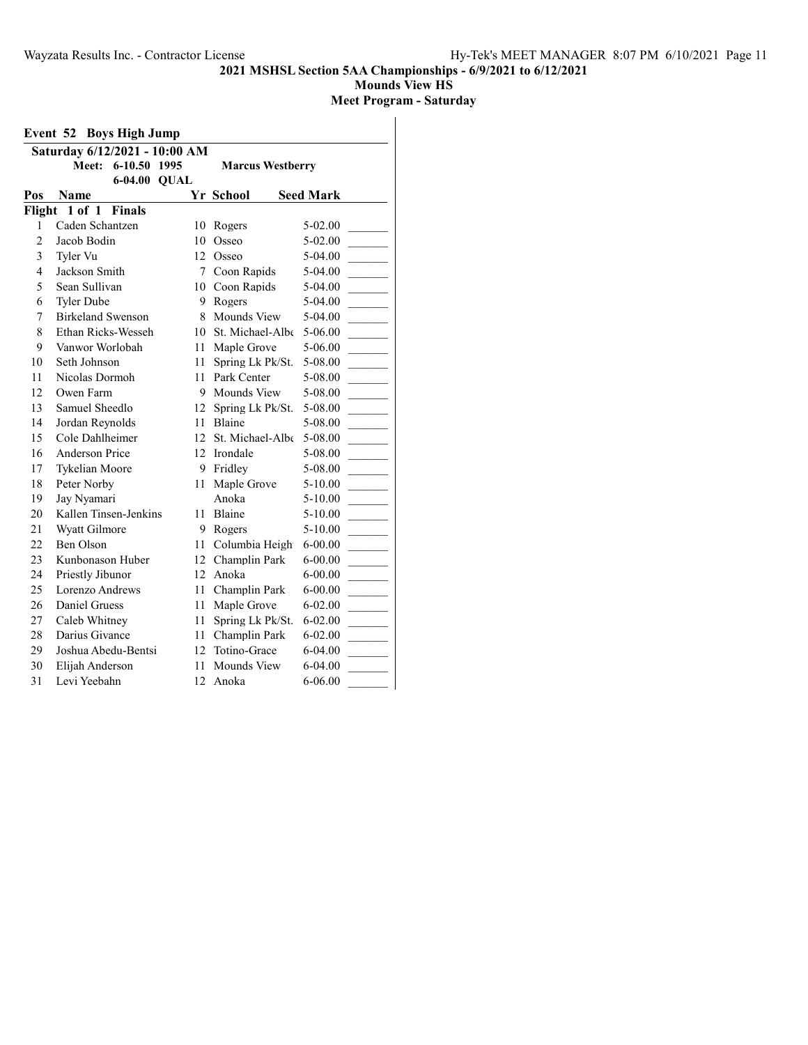**2021 MSHSL Section 5AA Championships - 6/9/2021 to 6/12/2021**

**Mounds View HS**

**Meet Program - Saturday**

## Event 52 Boys High Jump

**Saturday 6/12/2021 - 10:00 AM**

**Meet: 6-10.50 1995 Marcus Westberry**

**6-04.00 QUAL**

| Pos | Name | Yr | School | Seed Mark | |
|---|---|---|---|---|---|
| **Flight 1 of 1 Finals** | | | | | |
| 1 | Caden Schantzen | 10 | Rogers | 5-02.00 | _______ |
| 2 | Jacob Bodin | 10 | Osseo | 5-02.00 | _______ |
| 3 | Tyler Vu | 12 | Osseo | 5-04.00 | _______ |
| 4 | Jackson Smith | 7 | Coon Rapids | 5-04.00 | _______ |
| 5 | Sean Sullivan | 10 | Coon Rapids | 5-04.00 | _______ |
| 6 | Tyler Dube | 9 | Rogers | 5-04.00 | _______ |
| 7 | Birkeland Swenson | 8 | Mounds View | 5-04.00 | _______ |
| 8 | Ethan Ricks-Wesseh | 10 | St. Michael-Albe | 5-06.00 | _______ |
| 9 | Vanwor Worlobah | 11 | Maple Grove | 5-06.00 | _______ |
| 10 | Seth Johnson | 11 | Spring Lk Pk/St. | 5-08.00 | _______ |
| 11 | Nicolas Dormoh | 11 | Park Center | 5-08.00 | _______ |
| 12 | Owen Farm | 9 | Mounds View | 5-08.00 | _______ |
| 13 | Samuel Sheedlo | 12 | Spring Lk Pk/St. | 5-08.00 | _______ |
| 14 | Jordan Reynolds | 11 | Blaine | 5-08.00 | _______ |
| 15 | Cole Dahlheimer | 12 | St. Michael-Albe | 5-08.00 | _______ |
| 16 | Anderson Price | 12 | Irondale | 5-08.00 | _______ |
| 17 | Tykelian Moore | 9 | Fridley | 5-08.00 | _______ |
| 18 | Peter Norby | 11 | Maple Grove | 5-10.00 | _______ |
| 19 | Jay Nyamari | | Anoka | 5-10.00 | _______ |
| 20 | Kallen Tinsen-Jenkins | 11 | Blaine | 5-10.00 | _______ |
| 21 | Wyatt Gilmore | 9 | Rogers | 5-10.00 | _______ |
| 22 | Ben Olson | 11 | Columbia Heigh | 6-00.00 | _______ |
| 23 | Kunbonason Huber | 12 | Champlin Park | 6-00.00 | _______ |
| 24 | Priestly Jibunor | 12 | Anoka | 6-00.00 | _______ |
| 25 | Lorenzo Andrews | 11 | Champlin Park | 6-00.00 | _______ |
| 26 | Daniel Gruess | 11 | Maple Grove | 6-02.00 | _______ |
| 27 | Caleb Whitney | 11 | Spring Lk Pk/St. | 6-02.00 | _______ |
| 28 | Darius Givance | 11 | Champlin Park | 6-02.00 | _______ |
| 29 | Joshua Abedu-Bentsi | 12 | Totino-Grace | 6-04.00 | _______ |
| 30 | Elijah Anderson | 11 | Mounds View | 6-04.00 | _______ |
| 31 | Levi Yeebahn | 12 | Anoka | 6-06.00 | _______ |